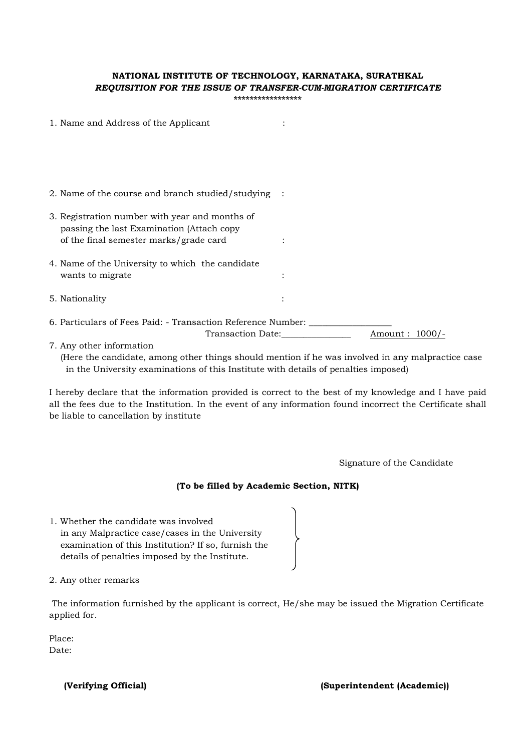**NATIONAL INSTITUTE OF TECHNOLOGY, KARNATAKA, SURATHKAL**

***REQUISITION FOR THE ISSUE OF TRANSFER-CUM-MIGRATION CERTIFICATE***

*****************

1. Name and Address of the Applicant :

2. Name of the course and branch studied/studying :

3. Registration number with year and months of passing the last Examination (Attach copy of the final semester marks/grade card :

4. Name of the University to which the candidate wants to migrate :

5. Nationality :

6. Particulars of Fees Paid: - Transaction Reference Number: ___________________

   Transaction Date:________________ Amount : 1000/-

7. Any other information

   (Here the candidate, among other things should mention if he was involved in any malpractice case in the University examinations of this Institute with details of penalties imposed)

I hereby declare that the information provided is correct to the best of my knowledge and I have paid all the fees due to the Institution. In the event of any information found incorrect the Certificate shall be liable to cancellation by institute

Signature of the Candidate

**(To be filled by Academic Section, NITK)**

1. Whether the candidate was involved in any Malpractice case/cases in the University examination of this Institution? If so, furnish the details of penalties imposed by the Institute. }

2. Any other remarks

The information furnished by the applicant is correct, He/she may be issued the Migration Certificate applied for.

Place:
Date:

**(Verifying Official)** **(Superintendent (Academic))**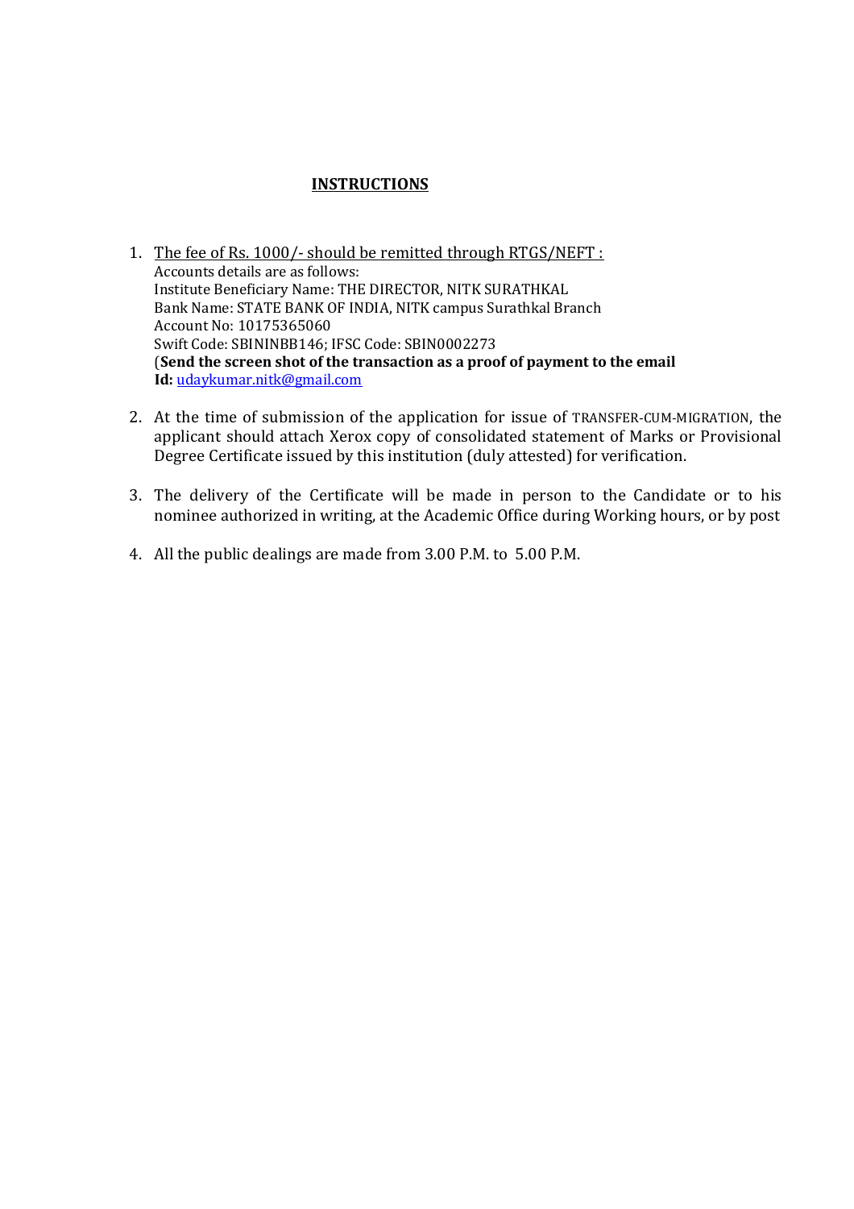## INSTRUCTIONS

1. The fee of Rs. 1000/- should be remitted through RTGS/NEFT :
   Accounts details are as follows:
   Institute Beneficiary Name: THE DIRECTOR, NITK SURATHKAL
   Bank Name: STATE BANK OF INDIA, NITK campus Surathkal Branch
   Account No: 10175365060
   Swift Code: SBININBB146; IFSC Code: SBIN0002273
   (**Send the screen shot of the transaction as a proof of payment to the email Id:** udaykumar.nitk@gmail.com

2. At the time of submission of the application for issue of TRANSFER-CUM-MIGRATION, the applicant should attach Xerox copy of consolidated statement of Marks or Provisional Degree Certificate issued by this institution (duly attested) for verification.

3. The delivery of the Certificate will be made in person to the Candidate or to his nominee authorized in writing, at the Academic Office during Working hours, or by post

4. All the public dealings are made from 3.00 P.M. to 5.00 P.M.